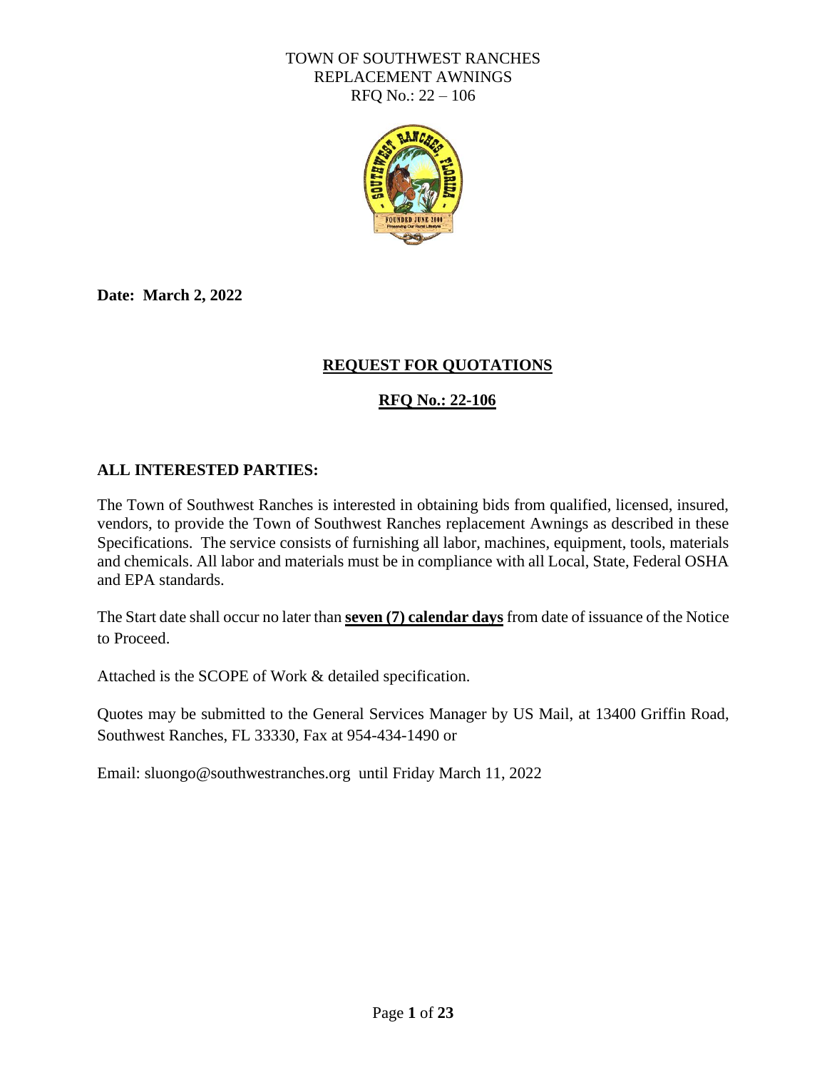TOWN OF SOUTHWEST RANCHES
REPLACEMENT AWNINGS
RFQ No.: 22 – 106

**Date: March 2, 2022**

## REQUEST FOR QUOTATIONS

## RFQ No.: 22-106

**ALL INTERESTED PARTIES:**

The Town of Southwest Ranches is interested in obtaining bids from qualified, licensed, insured, vendors, to provide the Town of Southwest Ranches replacement Awnings as described in these Specifications. The service consists of furnishing all labor, machines, equipment, tools, materials and chemicals. All labor and materials must be in compliance with all Local, State, Federal OSHA and EPA standards.

The Start date shall occur no later than **seven (7) calendar days** from date of issuance of the Notice to Proceed.

Attached is the SCOPE of Work & detailed specification.

Quotes may be submitted to the General Services Manager by US Mail, at 13400 Griffin Road, Southwest Ranches, FL 33330, Fax at 954-434-1490 or

Email: sluongo@southwestranches.org until Friday March 11, 2022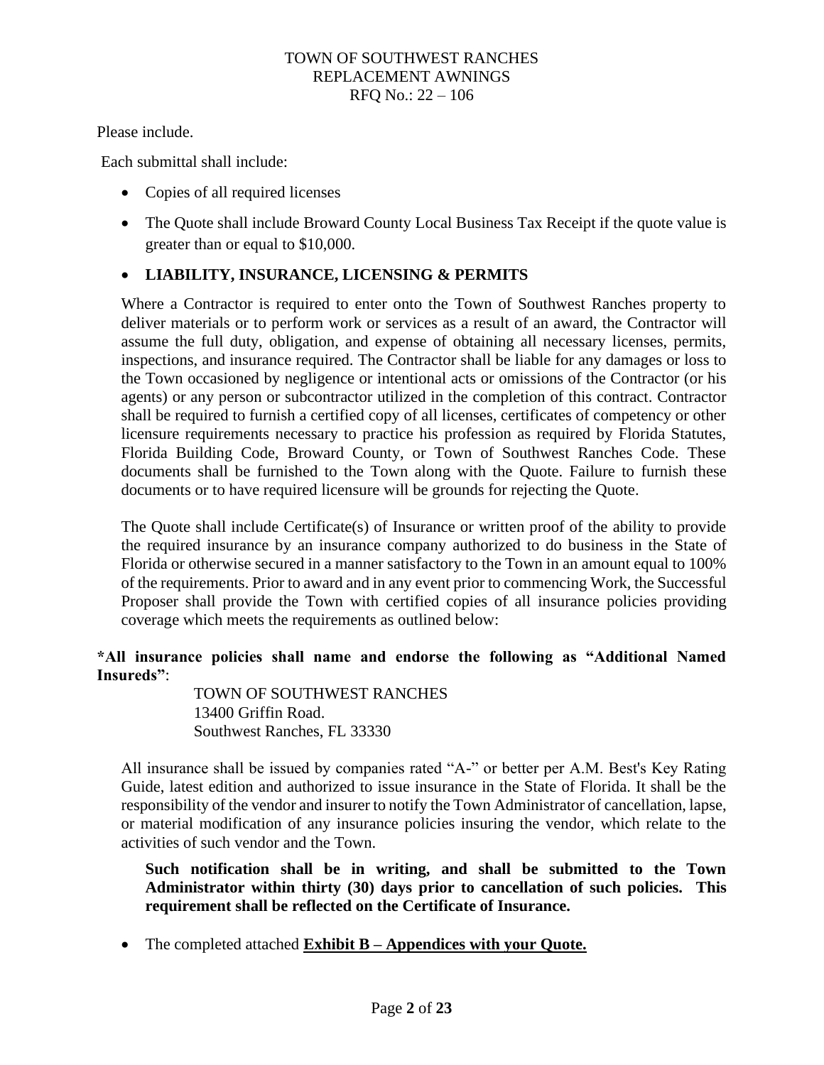Please include.

Each submittal shall include:

- Copies of all required licenses
- The Quote shall include Broward County Local Business Tax Receipt if the quote value is greater than or equal to $10,000.
- **LIABILITY, INSURANCE, LICENSING & PERMITS**

  Where a Contractor is required to enter onto the Town of Southwest Ranches property to deliver materials or to perform work or services as a result of an award, the Contractor will assume the full duty, obligation, and expense of obtaining all necessary licenses, permits, inspections, and insurance required. The Contractor shall be liable for any damages or loss to the Town occasioned by negligence or intentional acts or omissions of the Contractor (or his agents) or any person or subcontractor utilized in the completion of this contract. Contractor shall be required to furnish a certified copy of all licenses, certificates of competency or other licensure requirements necessary to practice his profession as required by Florida Statutes, Florida Building Code, Broward County, or Town of Southwest Ranches Code. These documents shall be furnished to the Town along with the Quote. Failure to furnish these documents or to have required licensure will be grounds for rejecting the Quote.

  The Quote shall include Certificate(s) of Insurance or written proof of the ability to provide the required insurance by an insurance company authorized to do business in the State of Florida or otherwise secured in a manner satisfactory to the Town in an amount equal to 100% of the requirements. Prior to award and in any event prior to commencing Work, the Successful Proposer shall provide the Town with certified copies of all insurance policies providing coverage which meets the requirements as outlined below:

**\*All insurance policies shall name and endorse the following as "Additional Named Insureds"**:

TOWN OF SOUTHWEST RANCHES
13400 Griffin Road.
Southwest Ranches, FL 33330

All insurance shall be issued by companies rated "A-" or better per A.M. Best's Key Rating Guide, latest edition and authorized to issue insurance in the State of Florida. It shall be the responsibility of the vendor and insurer to notify the Town Administrator of cancellation, lapse, or material modification of any insurance policies insuring the vendor, which relate to the activities of such vendor and the Town.

**Such notification shall be in writing, and shall be submitted to the Town Administrator within thirty (30) days prior to cancellation of such policies. This requirement shall be reflected on the Certificate of Insurance.**

- The completed attached **Exhibit B – Appendices with your Quote.**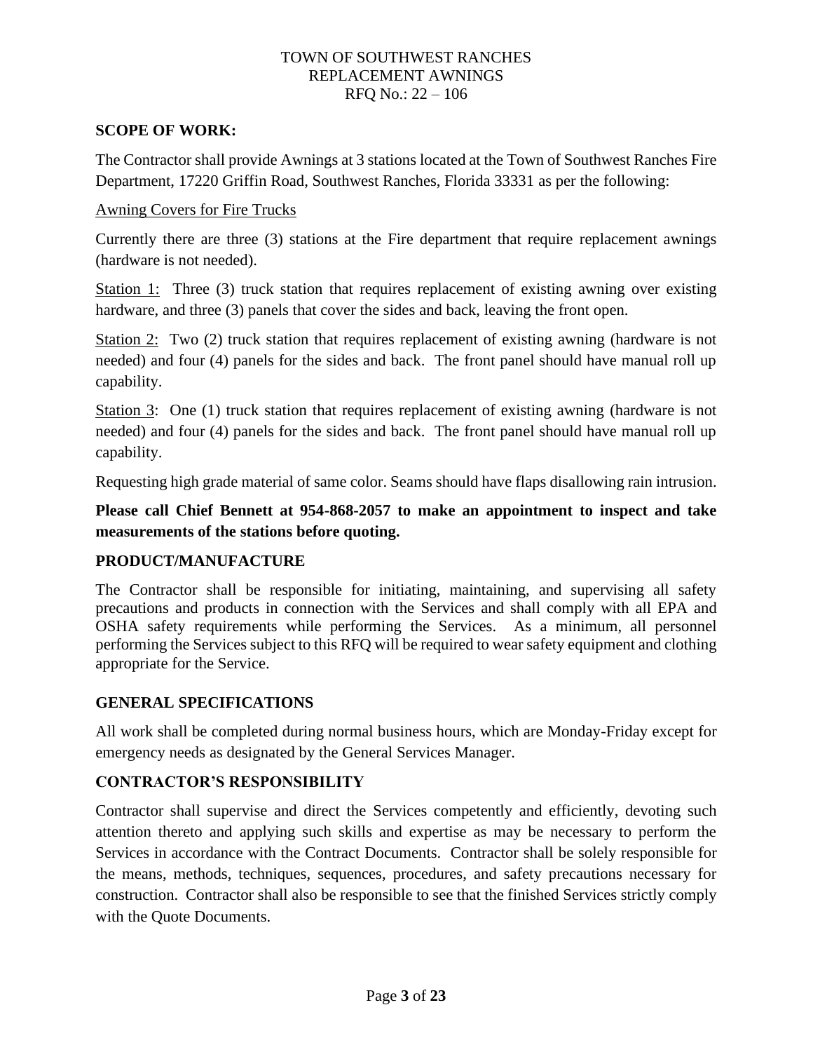TOWN OF SOUTHWEST RANCHES
REPLACEMENT AWNINGS
RFQ No.: 22 – 106

## SCOPE OF WORK:

The Contractor shall provide Awnings at 3 stations located at the Town of Southwest Ranches Fire Department, 17220 Griffin Road, Southwest Ranches, Florida 33331 as per the following:

Awning Covers for Fire Trucks

Currently there are three (3) stations at the Fire department that require replacement awnings (hardware is not needed).

Station 1: Three (3) truck station that requires replacement of existing awning over existing hardware, and three (3) panels that cover the sides and back, leaving the front open.

Station 2: Two (2) truck station that requires replacement of existing awning (hardware is not needed) and four (4) panels for the sides and back. The front panel should have manual roll up capability.

Station 3: One (1) truck station that requires replacement of existing awning (hardware is not needed) and four (4) panels for the sides and back. The front panel should have manual roll up capability.

Requesting high grade material of same color. Seams should have flaps disallowing rain intrusion.

**Please call Chief Bennett at 954-868-2057 to make an appointment to inspect and take measurements of the stations before quoting.**

## PRODUCT/MANUFACTURE

The Contractor shall be responsible for initiating, maintaining, and supervising all safety precautions and products in connection with the Services and shall comply with all EPA and OSHA safety requirements while performing the Services. As a minimum, all personnel performing the Services subject to this RFQ will be required to wear safety equipment and clothing appropriate for the Service.

## GENERAL SPECIFICATIONS

All work shall be completed during normal business hours, which are Monday-Friday except for emergency needs as designated by the General Services Manager.

## CONTRACTOR'S RESPONSIBILITY

Contractor shall supervise and direct the Services competently and efficiently, devoting such attention thereto and applying such skills and expertise as may be necessary to perform the Services in accordance with the Contract Documents. Contractor shall be solely responsible for the means, methods, techniques, sequences, procedures, and safety precautions necessary for construction. Contractor shall also be responsible to see that the finished Services strictly comply with the Quote Documents.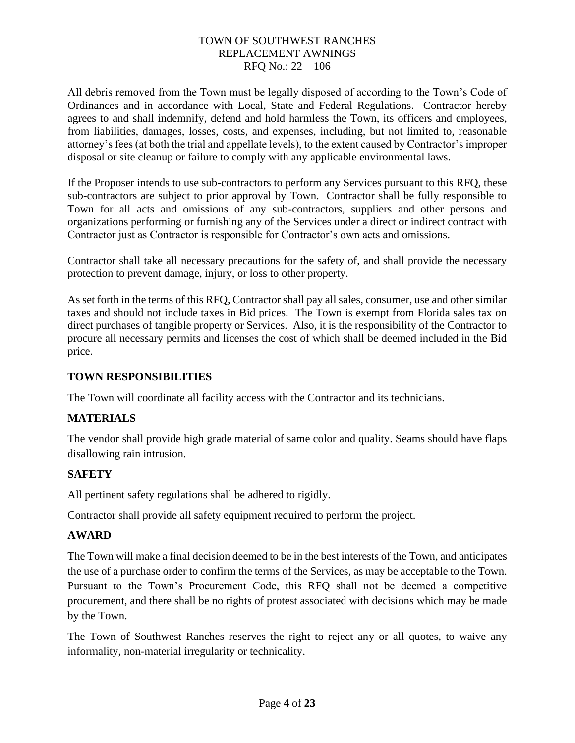All debris removed from the Town must be legally disposed of according to the Town's Code of Ordinances and in accordance with Local, State and Federal Regulations. Contractor hereby agrees to and shall indemnify, defend and hold harmless the Town, its officers and employees, from liabilities, damages, losses, costs, and expenses, including, but not limited to, reasonable attorney's fees (at both the trial and appellate levels), to the extent caused by Contractor's improper disposal or site cleanup or failure to comply with any applicable environmental laws.

If the Proposer intends to use sub-contractors to perform any Services pursuant to this RFQ, these sub-contractors are subject to prior approval by Town. Contractor shall be fully responsible to Town for all acts and omissions of any sub-contractors, suppliers and other persons and organizations performing or furnishing any of the Services under a direct or indirect contract with Contractor just as Contractor is responsible for Contractor's own acts and omissions.

Contractor shall take all necessary precautions for the safety of, and shall provide the necessary protection to prevent damage, injury, or loss to other property.

As set forth in the terms of this RFQ, Contractor shall pay all sales, consumer, use and other similar taxes and should not include taxes in Bid prices. The Town is exempt from Florida sales tax on direct purchases of tangible property or Services. Also, it is the responsibility of the Contractor to procure all necessary permits and licenses the cost of which shall be deemed included in the Bid price.

## TOWN RESPONSIBILITIES

The Town will coordinate all facility access with the Contractor and its technicians.

## MATERIALS

The vendor shall provide high grade material of same color and quality. Seams should have flaps disallowing rain intrusion.

## SAFETY

All pertinent safety regulations shall be adhered to rigidly.

Contractor shall provide all safety equipment required to perform the project.

## AWARD

The Town will make a final decision deemed to be in the best interests of the Town, and anticipates the use of a purchase order to confirm the terms of the Services, as may be acceptable to the Town. Pursuant to the Town's Procurement Code, this RFQ shall not be deemed a competitive procurement, and there shall be no rights of protest associated with decisions which may be made by the Town.

The Town of Southwest Ranches reserves the right to reject any or all quotes, to waive any informality, non-material irregularity or technicality.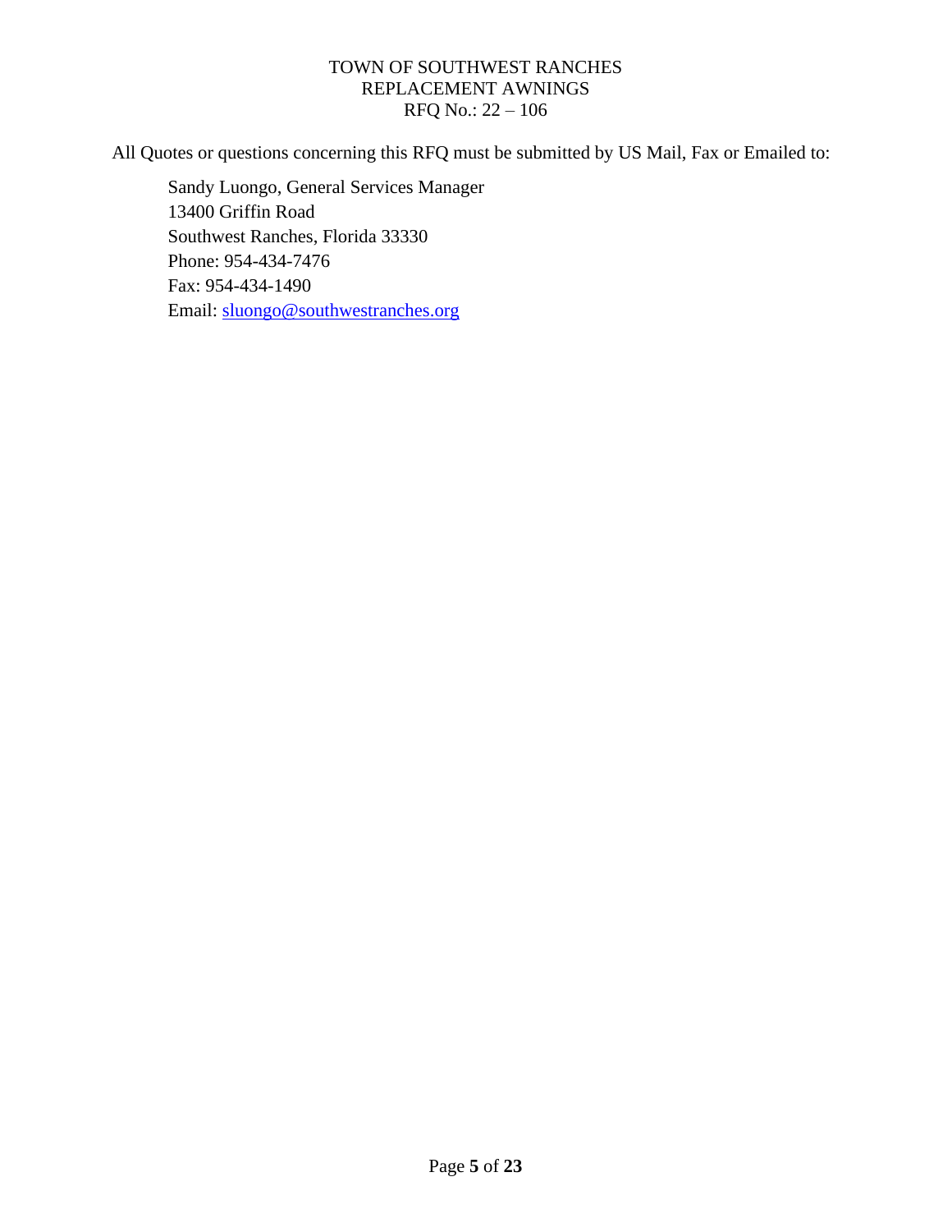All Quotes or questions concerning this RFQ must be submitted by US Mail, Fax or Emailed to:

Sandy Luongo, General Services Manager
13400 Griffin Road
Southwest Ranches, Florida 33330
Phone: 954-434-7476
Fax: 954-434-1490
Email: sluongo@southwestranches.org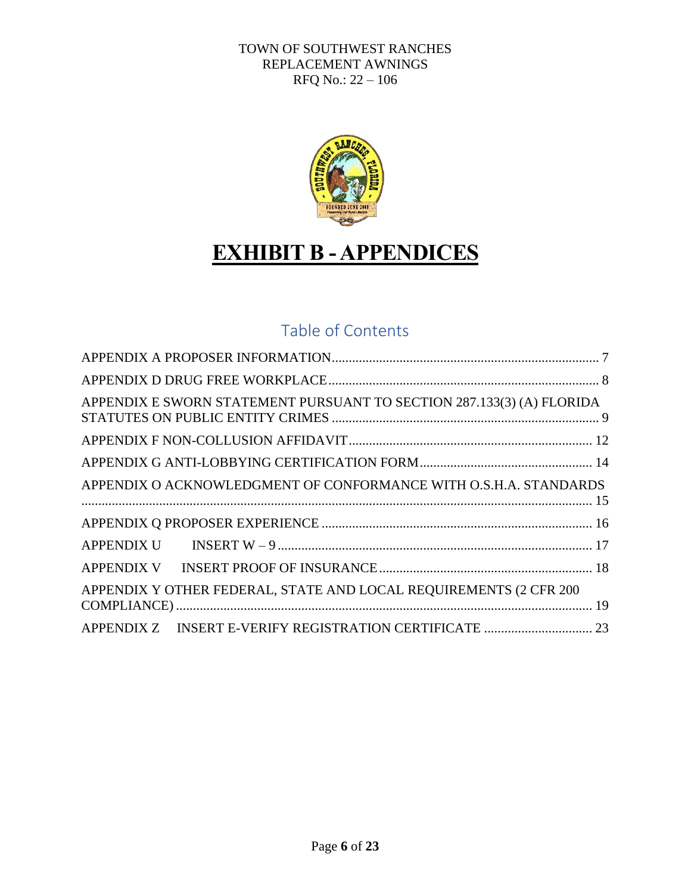TOWN OF SOUTHWEST RANCHES
REPLACEMENT AWNINGS
RFQ No.: 22 – 106

# EXHIBIT B - APPENDICES

## Table of Contents

APPENDIX A PROPOSER INFORMATION ..... 7

APPENDIX D DRUG FREE WORKPLACE ..... 8

APPENDIX E SWORN STATEMENT PURSUANT TO SECTION 287.133(3) (A) FLORIDA STATUTES ON PUBLIC ENTITY CRIMES ..... 9

APPENDIX F NON-COLLUSION AFFIDAVIT ..... 12

APPENDIX G ANTI-LOBBYING CERTIFICATION FORM ..... 14

APPENDIX O ACKNOWLEDGMENT OF CONFORMANCE WITH O.S.H.A. STANDARDS ..... 15

APPENDIX Q PROPOSER EXPERIENCE ..... 16

APPENDIX U INSERT W – 9 ..... 17

APPENDIX V INSERT PROOF OF INSURANCE ..... 18

APPENDIX Y OTHER FEDERAL, STATE AND LOCAL REQUIREMENTS (2 CFR 200 COMPLIANCE) ..... 19

APPENDIX Z INSERT E-VERIFY REGISTRATION CERTIFICATE ..... 23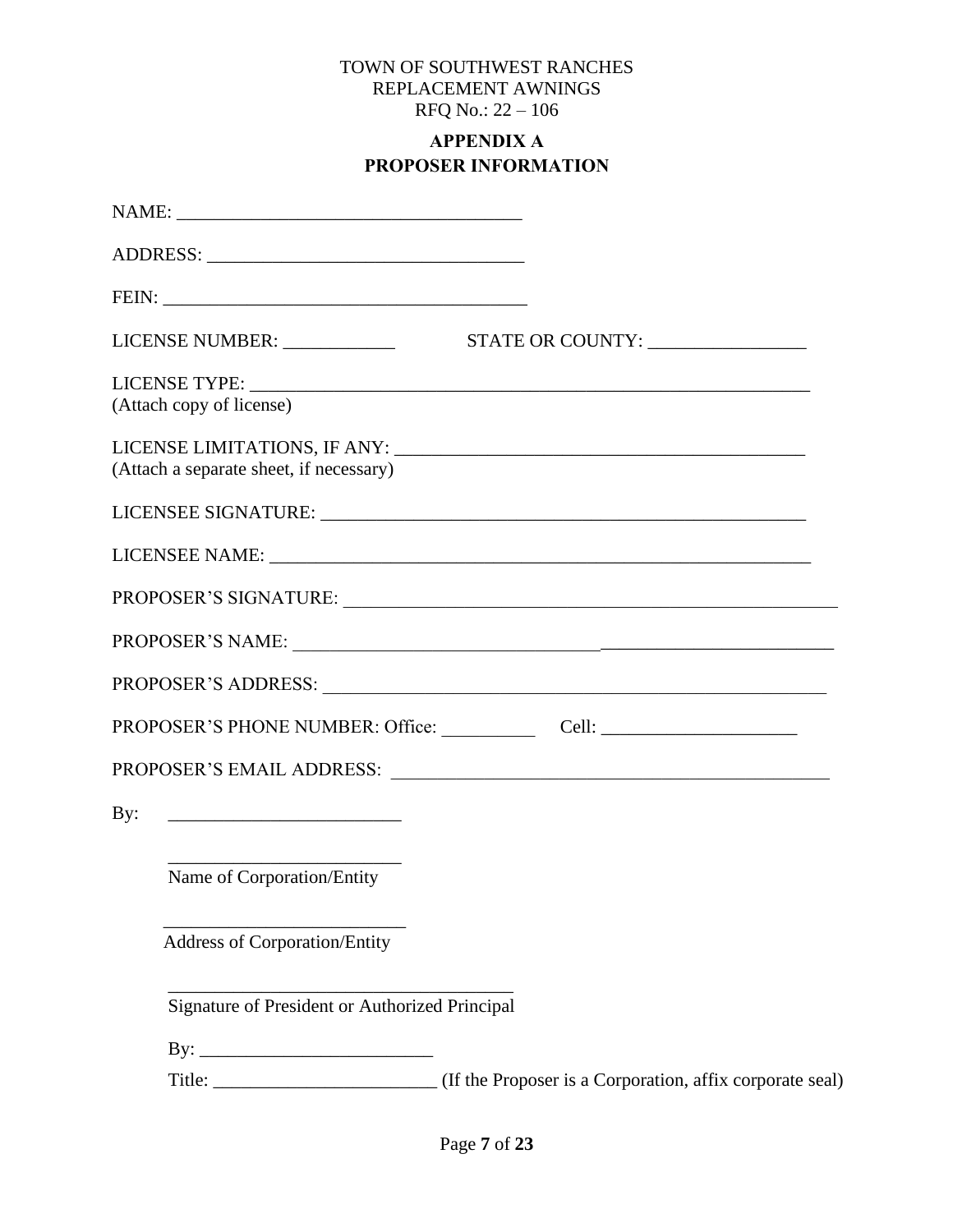TOWN OF SOUTHWEST RANCHES
REPLACEMENT AWNINGS
RFQ No.: 22 – 106

## APPENDIX A
## PROPOSER INFORMATION

NAME: ____________________________________

ADDRESS: _________________________________

FEIN: ______________________________________

LICENSE NUMBER: ____________ STATE OR COUNTY: _________________

LICENSE TYPE: _______________________________________________________________
(Attach copy of license)

LICENSE LIMITATIONS, IF ANY: ____________________________________________
(Attach a separate sheet, if necessary)

LICENSEE SIGNATURE: ______________________________________________________

LICENSEE NAME: _________________________________________________________

PROPOSER'S SIGNATURE: ______________________________________________________

PROPOSER'S NAME: __________________________________________________________

PROPOSER'S ADDRESS: _______________________________________________________

PROPOSER'S PHONE NUMBER: Office: __________ Cell: _____________________

PROPOSER'S EMAIL ADDRESS: _________________________________________________

By: _________________________

_________________________
Name of Corporation/Entity

_________________________
Address of Corporation/Entity

_____________________________________
Signature of President or Authorized Principal

By: _________________________

Title: ________________________ (If the Proposer is a Corporation, affix corporate seal)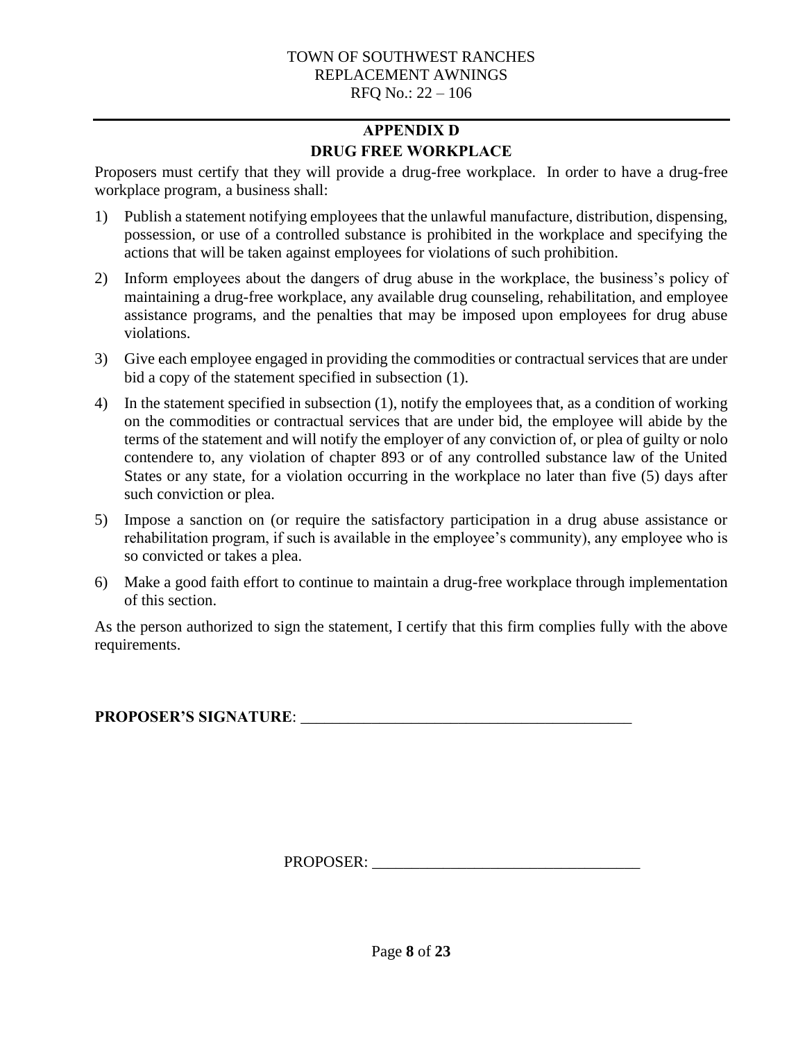## APPENDIX D
## DRUG FREE WORKPLACE

Proposers must certify that they will provide a drug-free workplace. In order to have a drug-free workplace program, a business shall:

1) Publish a statement notifying employees that the unlawful manufacture, distribution, dispensing, possession, or use of a controlled substance is prohibited in the workplace and specifying the actions that will be taken against employees for violations of such prohibition.
2) Inform employees about the dangers of drug abuse in the workplace, the business's policy of maintaining a drug-free workplace, any available drug counseling, rehabilitation, and employee assistance programs, and the penalties that may be imposed upon employees for drug abuse violations.
3) Give each employee engaged in providing the commodities or contractual services that are under bid a copy of the statement specified in subsection (1).
4) In the statement specified in subsection (1), notify the employees that, as a condition of working on the commodities or contractual services that are under bid, the employee will abide by the terms of the statement and will notify the employer of any conviction of, or plea of guilty or nolo contendere to, any violation of chapter 893 or of any controlled substance law of the United States or any state, for a violation occurring in the workplace no later than five (5) days after such conviction or plea.
5) Impose a sanction on (or require the satisfactory participation in a drug abuse assistance or rehabilitation program, if such is available in the employee's community), any employee who is so convicted or takes a plea.
6) Make a good faith effort to continue to maintain a drug-free workplace through implementation of this section.

As the person authorized to sign the statement, I certify that this firm complies fully with the above requirements.

**PROPOSER'S SIGNATURE**: ___________________________________________

PROPOSER: __________________________________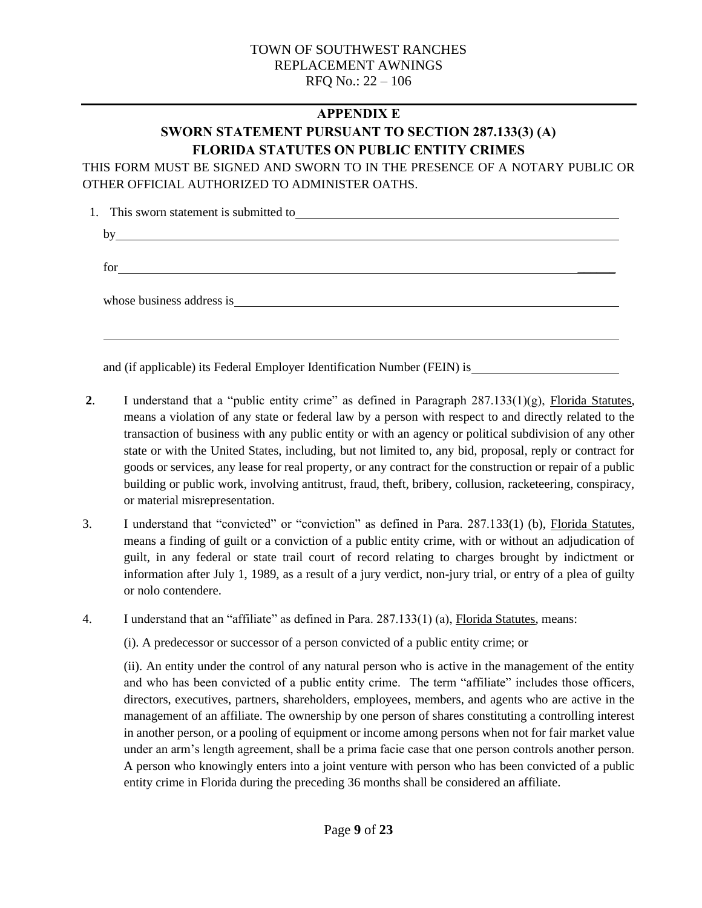TOWN OF SOUTHWEST RANCHES
REPLACEMENT AWNINGS
RFQ No.: 22 – 106

## APPENDIX E

## SWORN STATEMENT PURSUANT TO SECTION 287.133(3) (A) FLORIDA STATUTES ON PUBLIC ENTITY CRIMES

THIS FORM MUST BE SIGNED AND SWORN TO IN THE PRESENCE OF A NOTARY PUBLIC OR OTHER OFFICIAL AUTHORIZED TO ADMINISTER OATHS.

1. This sworn statement is submitted to\_\_\_\_\_\_\_\_\_\_\_\_\_\_\_\_\_\_\_\_\_\_\_\_\_\_\_\_\_\_\_\_\_\_\_\_\_\_\_\_\_\_\_\_

   by\_\_\_\_\_\_\_\_\_\_\_\_\_\_\_\_\_\_\_\_\_\_\_\_\_\_\_\_\_\_\_\_\_\_\_\_\_\_\_\_\_\_\_\_\_\_\_\_\_\_\_\_\_\_\_\_\_\_\_\_\_\_\_\_

   for\_\_\_\_\_\_\_\_\_\_\_\_\_\_\_\_\_\_\_\_\_\_\_\_\_\_\_\_\_\_\_\_\_\_\_\_\_\_\_\_\_\_\_\_\_\_\_\_\_\_\_\_\_\_\_\_\_\_\_\_\_\_\_\_

   whose business address is\_\_\_\_\_\_\_\_\_\_\_\_\_\_\_\_\_\_\_\_\_\_\_\_\_\_\_\_\_\_\_\_\_\_\_\_\_\_\_\_\_\_\_\_\_\_\_\_

   \_\_\_\_\_\_\_\_\_\_\_\_\_\_\_\_\_\_\_\_\_\_\_\_\_\_\_\_\_\_\_\_\_\_\_\_\_\_\_\_\_\_\_\_\_\_\_\_\_\_\_\_\_\_\_\_\_\_\_\_\_\_\_\_\_\_\_\_

   and (if applicable) its Federal Employer Identification Number (FEIN) is\_\_\_\_\_\_\_\_\_\_\_\_\_\_\_\_\_\_\_\_

**2**. I understand that a "public entity crime" as defined in Paragraph 287.133(1)(g), Florida Statutes, means a violation of any state or federal law by a person with respect to and directly related to the transaction of business with any public entity or with an agency or political subdivision of any other state or with the United States, including, but not limited to, any bid, proposal, reply or contract for goods or services, any lease for real property, or any contract for the construction or repair of a public building or public work, involving antitrust, fraud, theft, bribery, collusion, racketeering, conspiracy, or material misrepresentation.

3. I understand that "convicted" or "conviction" as defined in Para. 287.133(1) (b), Florida Statutes, means a finding of guilt or a conviction of a public entity crime, with or without an adjudication of guilt, in any federal or state trail court of record relating to charges brought by indictment or information after July 1, 1989, as a result of a jury verdict, non-jury trial, or entry of a plea of guilty or nolo contendere.

4. I understand that an "affiliate" as defined in Para. 287.133(1) (a), Florida Statutes, means:

   (i). A predecessor or successor of a person convicted of a public entity crime; or

   (ii). An entity under the control of any natural person who is active in the management of the entity and who has been convicted of a public entity crime. The term "affiliate" includes those officers, directors, executives, partners, shareholders, employees, members, and agents who are active in the management of an affiliate. The ownership by one person of shares constituting a controlling interest in another person, or a pooling of equipment or income among persons when not for fair market value under an arm's length agreement, shall be a prima facie case that one person controls another person. A person who knowingly enters into a joint venture with person who has been convicted of a public entity crime in Florida during the preceding 36 months shall be considered an affiliate.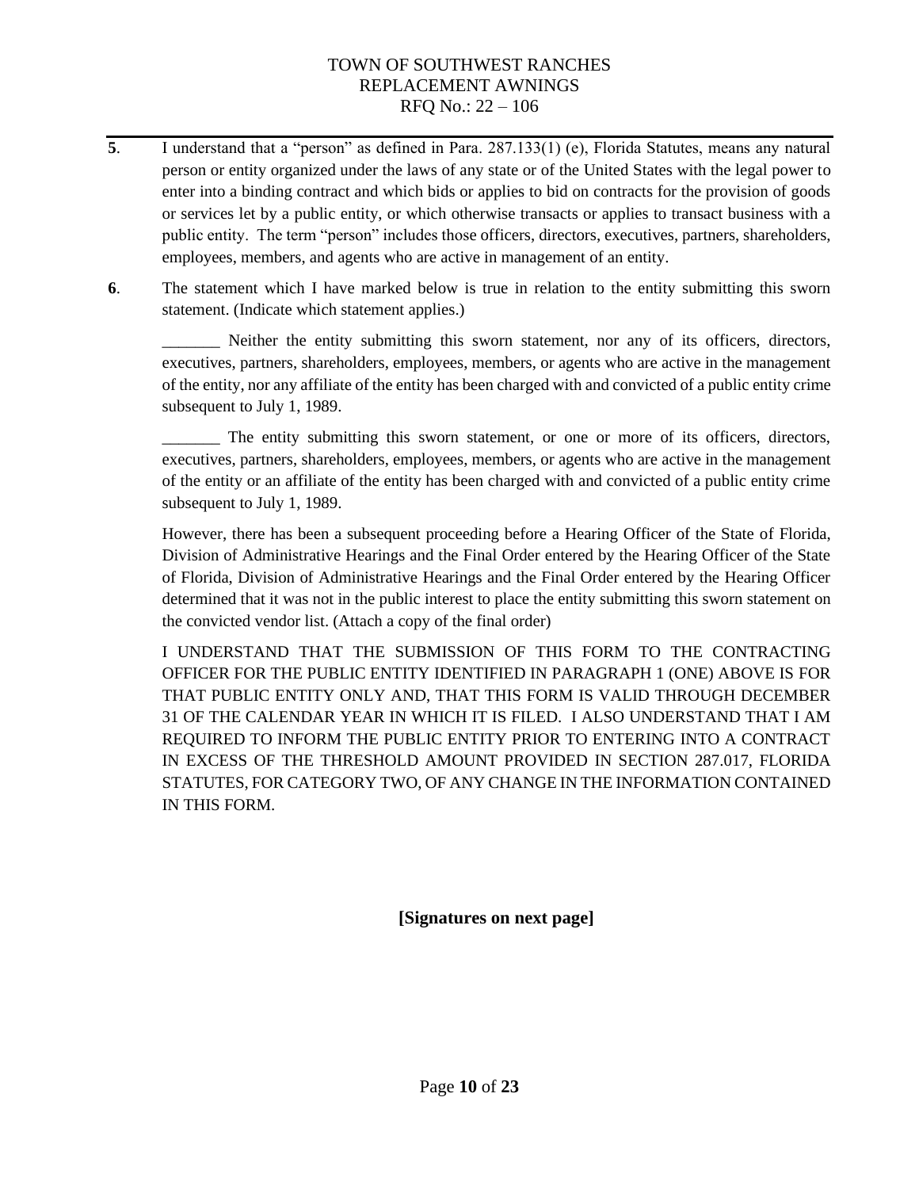**5**. I understand that a "person" as defined in Para. 287.133(1) (e), Florida Statutes, means any natural person or entity organized under the laws of any state or of the United States with the legal power to enter into a binding contract and which bids or applies to bid on contracts for the provision of goods or services let by a public entity, or which otherwise transacts or applies to transact business with a public entity. The term "person" includes those officers, directors, executives, partners, shareholders, employees, members, and agents who are active in management of an entity.

**6**. The statement which I have marked below is true in relation to the entity submitting this sworn statement. (Indicate which statement applies.)

_______ Neither the entity submitting this sworn statement, nor any of its officers, directors, executives, partners, shareholders, employees, members, or agents who are active in the management of the entity, nor any affiliate of the entity has been charged with and convicted of a public entity crime subsequent to July 1, 1989.

_______ The entity submitting this sworn statement, or one or more of its officers, directors, executives, partners, shareholders, employees, members, or agents who are active in the management of the entity or an affiliate of the entity has been charged with and convicted of a public entity crime subsequent to July 1, 1989.

However, there has been a subsequent proceeding before a Hearing Officer of the State of Florida, Division of Administrative Hearings and the Final Order entered by the Hearing Officer of the State of Florida, Division of Administrative Hearings and the Final Order entered by the Hearing Officer determined that it was not in the public interest to place the entity submitting this sworn statement on the convicted vendor list. (Attach a copy of the final order)

I UNDERSTAND THAT THE SUBMISSION OF THIS FORM TO THE CONTRACTING OFFICER FOR THE PUBLIC ENTITY IDENTIFIED IN PARAGRAPH 1 (ONE) ABOVE IS FOR THAT PUBLIC ENTITY ONLY AND, THAT THIS FORM IS VALID THROUGH DECEMBER 31 OF THE CALENDAR YEAR IN WHICH IT IS FILED. I ALSO UNDERSTAND THAT I AM REQUIRED TO INFORM THE PUBLIC ENTITY PRIOR TO ENTERING INTO A CONTRACT IN EXCESS OF THE THRESHOLD AMOUNT PROVIDED IN SECTION 287.017, FLORIDA STATUTES, FOR CATEGORY TWO, OF ANY CHANGE IN THE INFORMATION CONTAINED IN THIS FORM.

**[Signatures on next page]**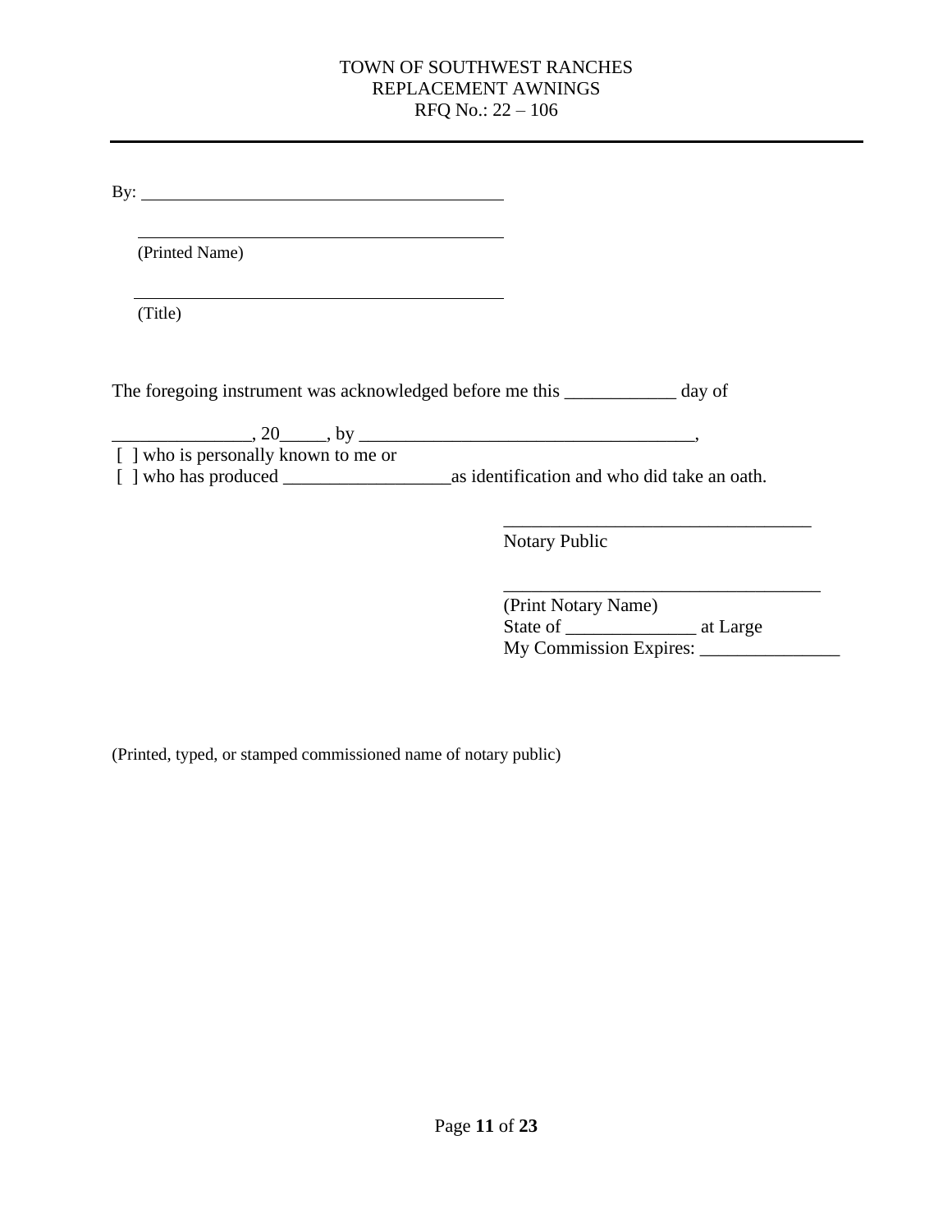By: ___________________________________________

___________________________________________
(Printed Name)

___________________________________________
(Title)

The foregoing instrument was acknowledged before me this ____________ day of

_______________, 20_____, by ____________________________________,
[ ] who is personally known to me or
[ ] who has produced __________________as identification and who did take an oath.

_________________________________
Notary Public

___________________________________
(Print Notary Name)
State of ______________ at Large
My Commission Expires: _______________

(Printed, typed, or stamped commissioned name of notary public)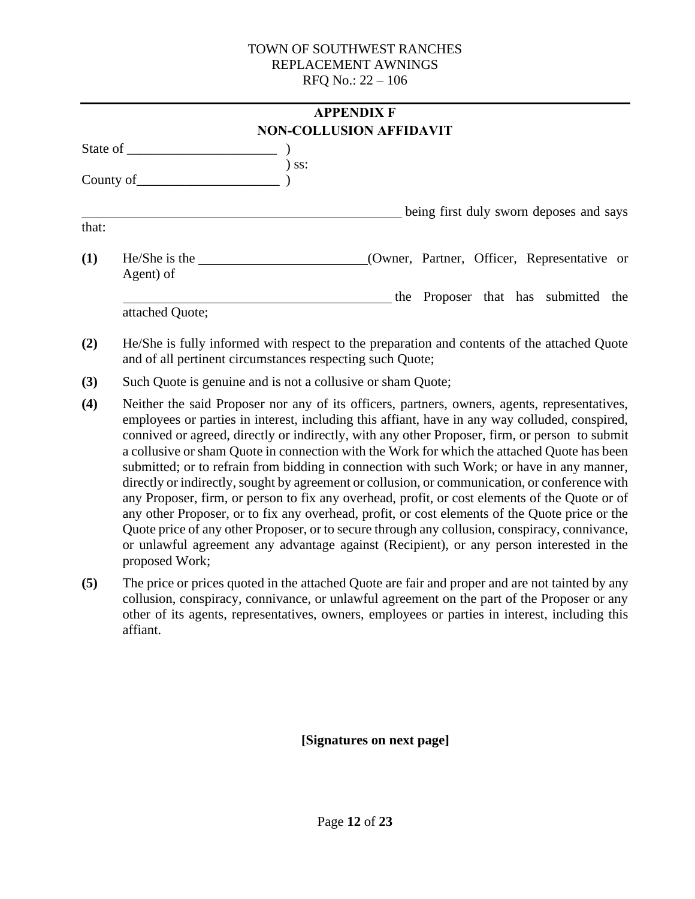TOWN OF SOUTHWEST RANCHES
REPLACEMENT AWNINGS
RFQ No.: 22 – 106

## APPENDIX F
## NON-COLLUSION AFFIDAVIT

State of ______________________ )
) ss:
County of_____________________ )

_________________________________________________ being first duly sworn deposes and says that:

**(1)** He/She is the ________________________(Owner, Partner, Officer, Representative or Agent) of

________________________________________ the Proposer that has submitted the attached Quote;

**(2)** He/She is fully informed with respect to the preparation and contents of the attached Quote and of all pertinent circumstances respecting such Quote;

**(3)** Such Quote is genuine and is not a collusive or sham Quote;

**(4)** Neither the said Proposer nor any of its officers, partners, owners, agents, representatives, employees or parties in interest, including this affiant, have in any way colluded, conspired, connived or agreed, directly or indirectly, with any other Proposer, firm, or person to submit a collusive or sham Quote in connection with the Work for which the attached Quote has been submitted; or to refrain from bidding in connection with such Work; or have in any manner, directly or indirectly, sought by agreement or collusion, or communication, or conference with any Proposer, firm, or person to fix any overhead, profit, or cost elements of the Quote or of any other Proposer, or to fix any overhead, profit, or cost elements of the Quote price or the Quote price of any other Proposer, or to secure through any collusion, conspiracy, connivance, or unlawful agreement any advantage against (Recipient), or any person interested in the proposed Work;

**(5)** The price or prices quoted in the attached Quote are fair and proper and are not tainted by any collusion, conspiracy, connivance, or unlawful agreement on the part of the Proposer or any other of its agents, representatives, owners, employees or parties in interest, including this affiant.

**[Signatures on next page]**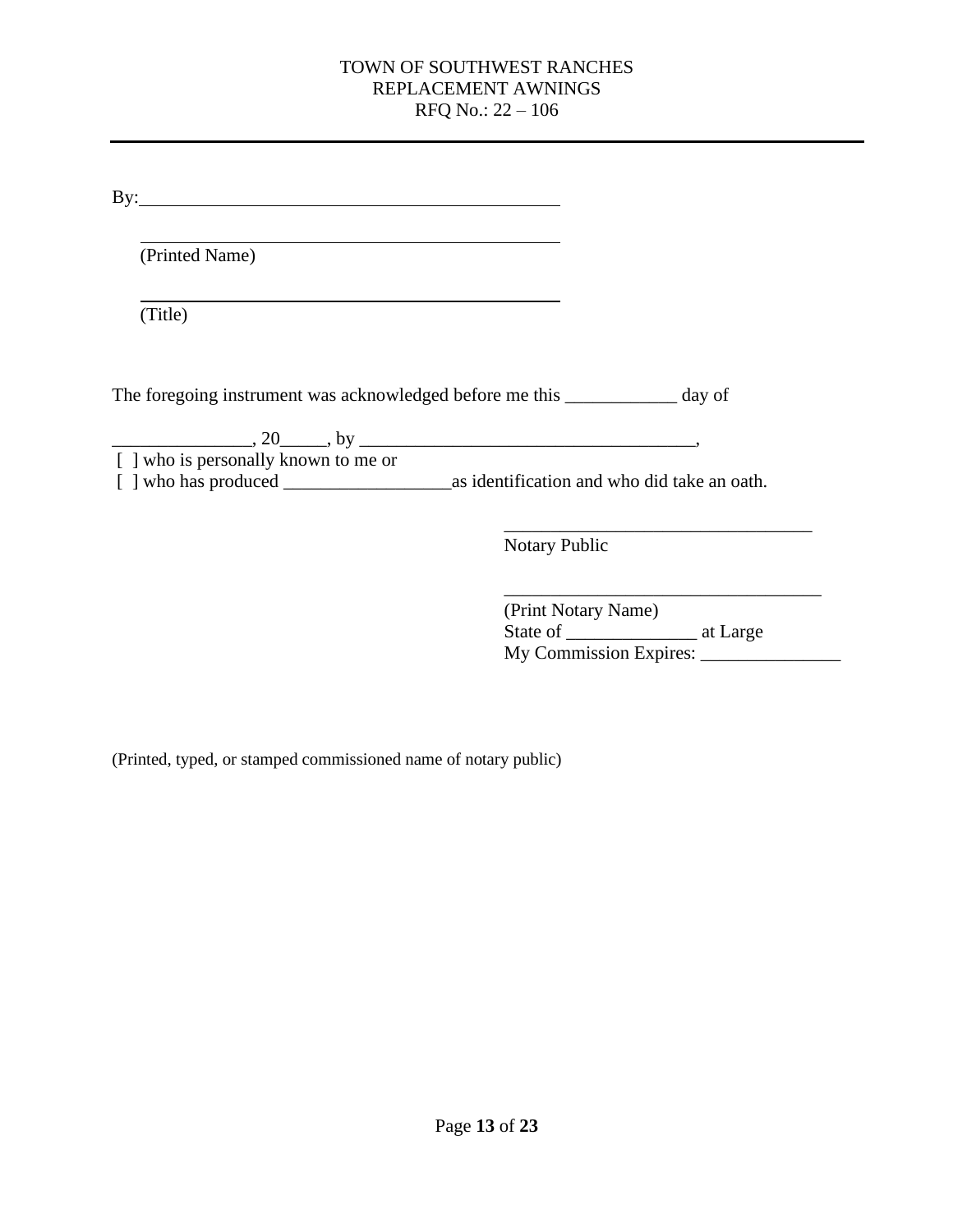By:_______________________________________________

_______________________________________________
(Printed Name)

_______________________________________________
(Title)

The foregoing instrument was acknowledged before me this ____________ day of

_______________, 20_____, by ____________________________________,
[ ] who is personally known to me or
[ ] who has produced __________________as identification and who did take an oath.

_________________________________
Notary Public

__________________________________
(Print Notary Name)
State of ______________ at Large
My Commission Expires: _______________

(Printed, typed, or stamped commissioned name of notary public)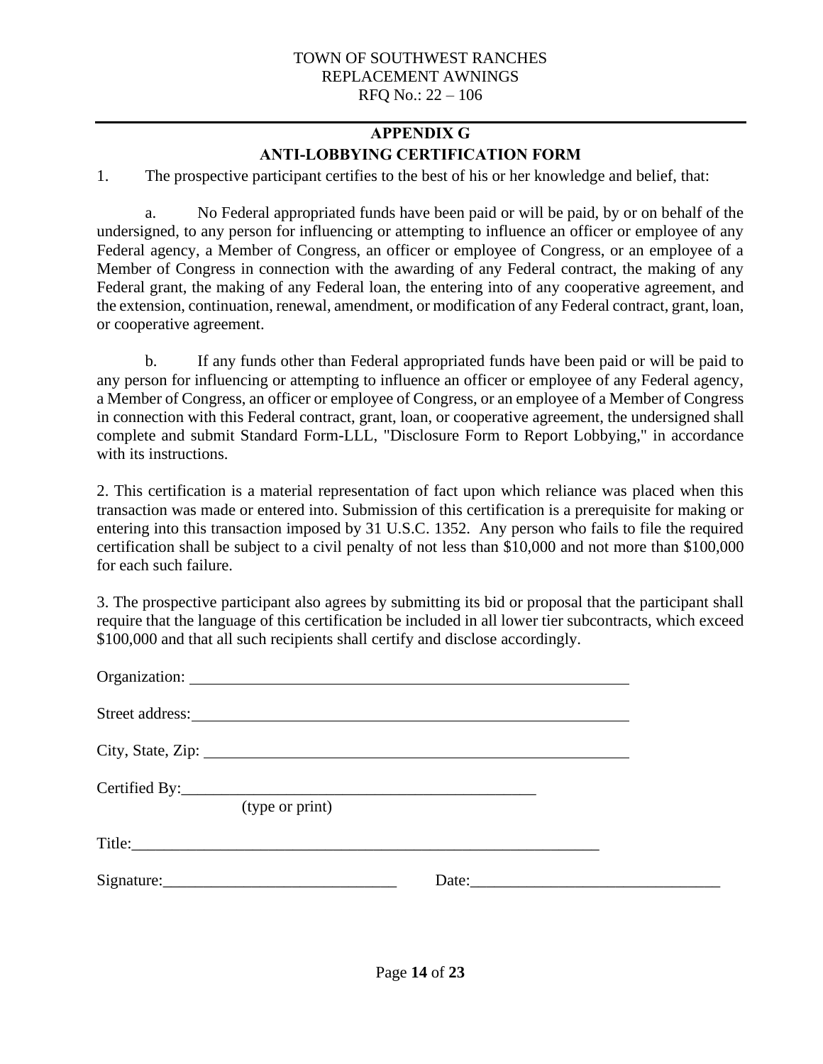TOWN OF SOUTHWEST RANCHES
REPLACEMENT AWNINGS
RFQ No.: 22 – 106

## APPENDIX G
## ANTI-LOBBYING CERTIFICATION FORM

1. The prospective participant certifies to the best of his or her knowledge and belief, that:

a. No Federal appropriated funds have been paid or will be paid, by or on behalf of the undersigned, to any person for influencing or attempting to influence an officer or employee of any Federal agency, a Member of Congress, an officer or employee of Congress, or an employee of a Member of Congress in connection with the awarding of any Federal contract, the making of any Federal grant, the making of any Federal loan, the entering into of any cooperative agreement, and the extension, continuation, renewal, amendment, or modification of any Federal contract, grant, loan, or cooperative agreement.

b. If any funds other than Federal appropriated funds have been paid or will be paid to any person for influencing or attempting to influence an officer or employee of any Federal agency, a Member of Congress, an officer or employee of Congress, or an employee of a Member of Congress in connection with this Federal contract, grant, loan, or cooperative agreement, the undersigned shall complete and submit Standard Form-LLL, "Disclosure Form to Report Lobbying," in accordance with its instructions.

2. This certification is a material representation of fact upon which reliance was placed when this transaction was made or entered into. Submission of this certification is a prerequisite for making or entering into this transaction imposed by 31 U.S.C. 1352. Any person who fails to file the required certification shall be subject to a civil penalty of not less than $10,000 and not more than $100,000 for each such failure.

3. The prospective participant also agrees by submitting its bid or proposal that the participant shall require that the language of this certification be included in all lower tier subcontracts, which exceed $100,000 and that all such recipients shall certify and disclose accordingly.

Organization: ______________________________________________

Street address: ______________________________________________

City, State, Zip: ______________________________________________

Certified By: ______________________________________________
(type or print)

Title: ______________________________________________

Signature: ____________________________ Date: ____________________________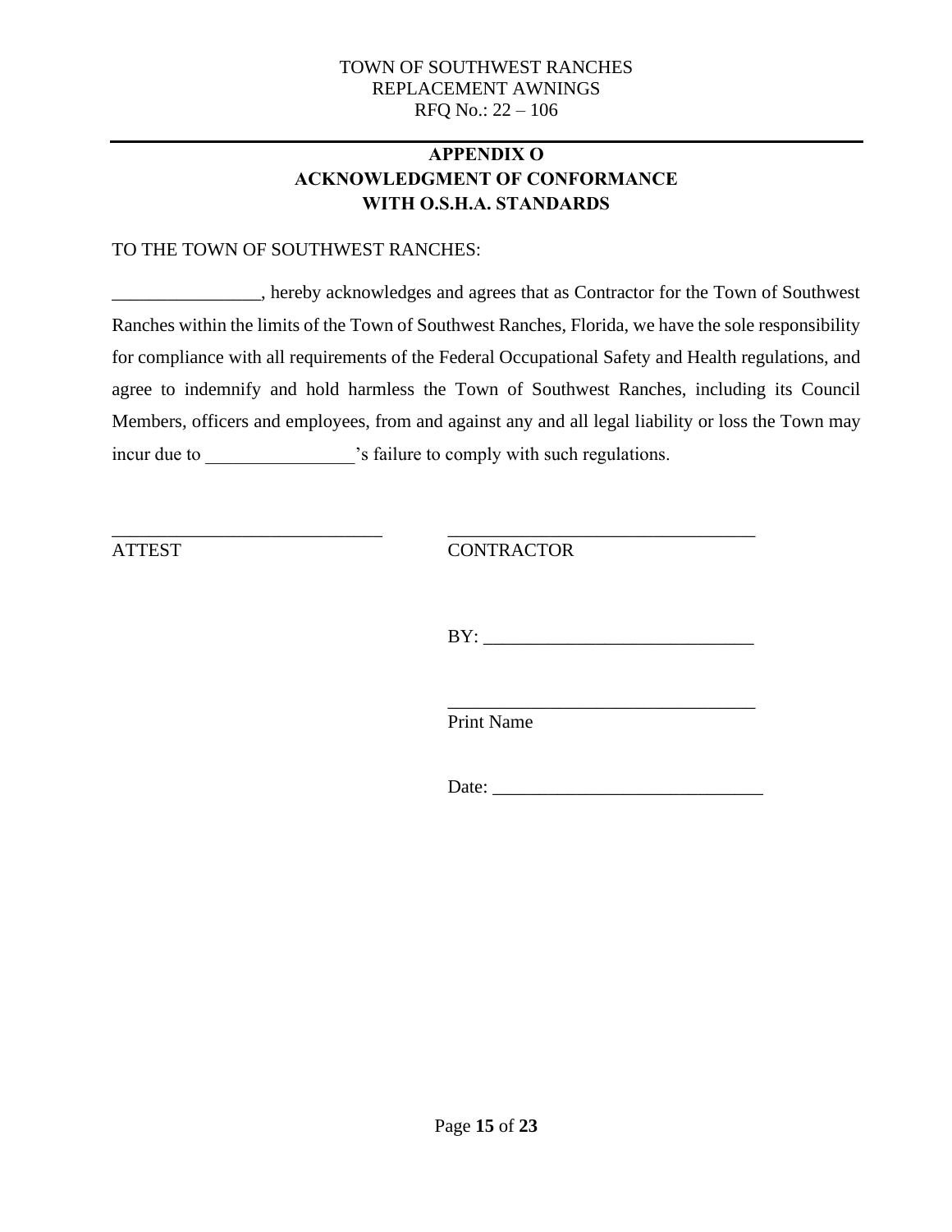# APPENDIX O
# ACKNOWLEDGMENT OF CONFORMANCE WITH O.S.H.A. STANDARDS

TO THE TOWN OF SOUTHWEST RANCHES:

________________, hereby acknowledges and agrees that as Contractor for the Town of Southwest Ranches within the limits of the Town of Southwest Ranches, Florida, we have the sole responsibility for compliance with all requirements of the Federal Occupational Safety and Health regulations, and agree to indemnify and hold harmless the Town of Southwest Ranches, including its Council Members, officers and employees, from and against any and all legal liability or loss the Town may incur due to ________________'s failure to comply with such regulations.

_____________________________ _________________________________

ATTEST CONTRACTOR

BY: _____________________________

_________________________________

Print Name

Date: _____________________________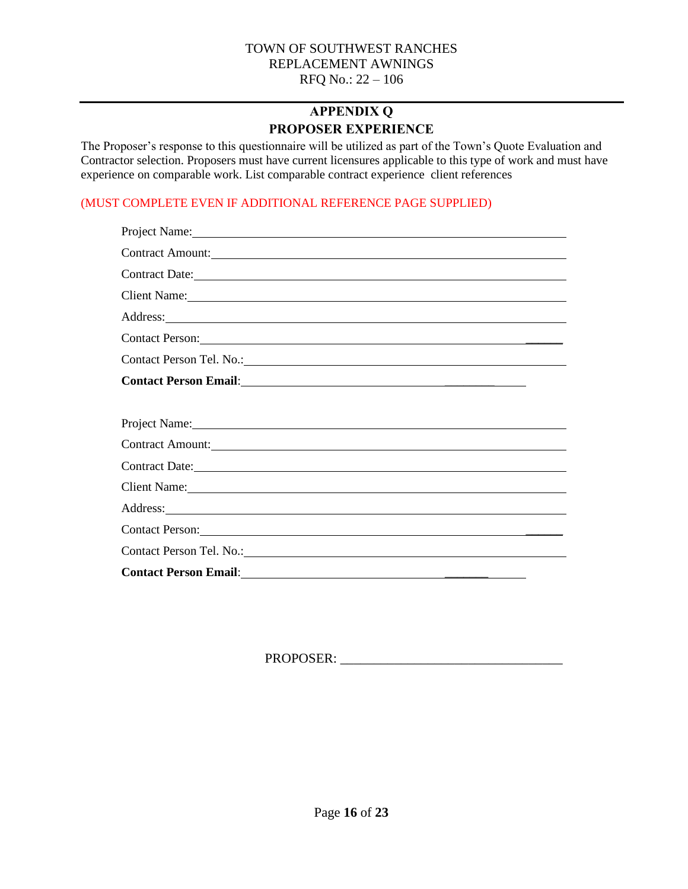TOWN OF SOUTHWEST RANCHES
REPLACEMENT AWNINGS
RFQ No.: 22 – 106

## APPENDIX Q
## PROPOSER EXPERIENCE

The Proposer's response to this questionnaire will be utilized as part of the Town's Quote Evaluation and Contractor selection. Proposers must have current licensures applicable to this type of work and must have experience on comparable work. List comparable contract experience client references

(MUST COMPLETE EVEN IF ADDITIONAL REFERENCE PAGE SUPPLIED)

Project Name: ______________________________

Contract Amount: ______________________________

Contract Date: ______________________________

Client Name: ______________________________

Address: ______________________________

Contact Person: ______________________________

Contact Person Tel. No.: ______________________________

**Contact Person Email**: ______________________________

Project Name: ______________________________

Contract Amount: ______________________________

Contract Date: ______________________________

Client Name: ______________________________

Address: ______________________________

Contact Person: ______________________________

Contact Person Tel. No.: ______________________________

**Contact Person Email**: ______________________________

PROPOSER: ______________________________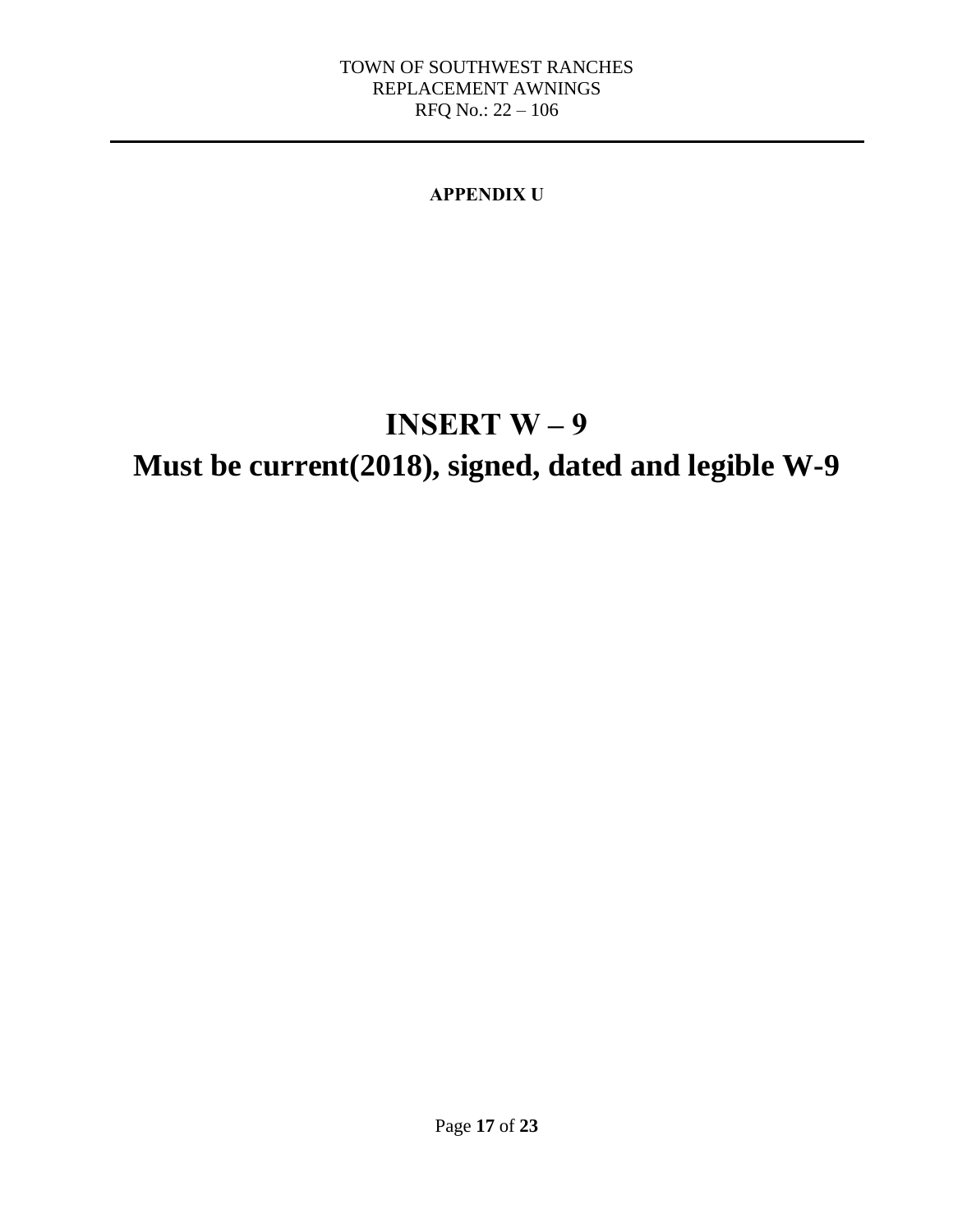**APPENDIX U**

# INSERT W – 9

# Must be current(2018), signed, dated and legible W-9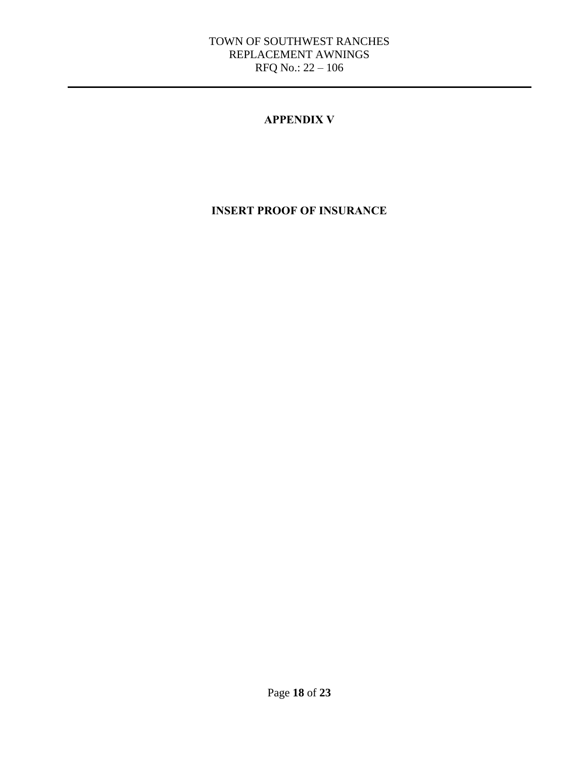# APPENDIX V

## INSERT PROOF OF INSURANCE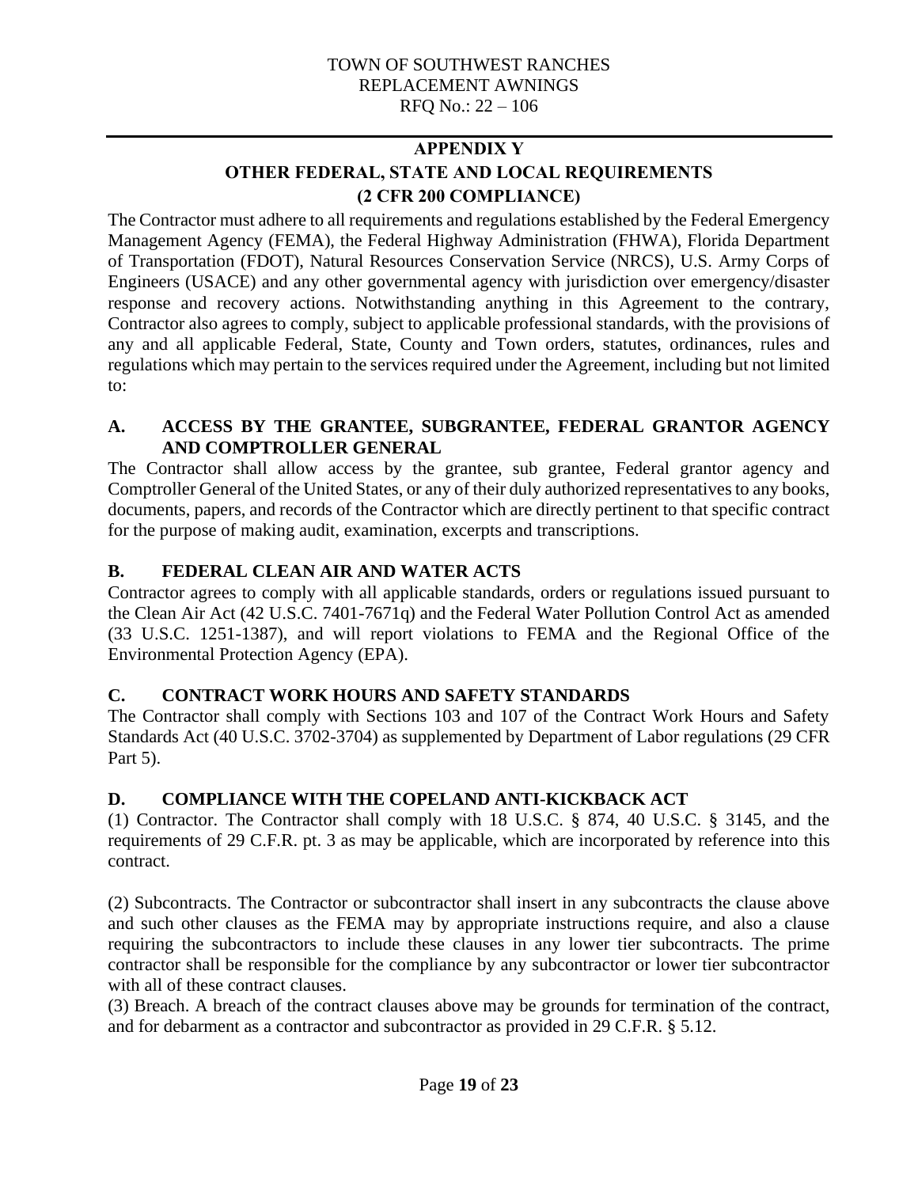## APPENDIX Y

## OTHER FEDERAL, STATE AND LOCAL REQUIREMENTS (2 CFR 200 COMPLIANCE)

The Contractor must adhere to all requirements and regulations established by the Federal Emergency Management Agency (FEMA), the Federal Highway Administration (FHWA), Florida Department of Transportation (FDOT), Natural Resources Conservation Service (NRCS), U.S. Army Corps of Engineers (USACE) and any other governmental agency with jurisdiction over emergency/disaster response and recovery actions. Notwithstanding anything in this Agreement to the contrary, Contractor also agrees to comply, subject to applicable professional standards, with the provisions of any and all applicable Federal, State, County and Town orders, statutes, ordinances, rules and regulations which may pertain to the services required under the Agreement, including but not limited to:

### A. ACCESS BY THE GRANTEE, SUBGRANTEE, FEDERAL GRANTOR AGENCY AND COMPTROLLER GENERAL

The Contractor shall allow access by the grantee, sub grantee, Federal grantor agency and Comptroller General of the United States, or any of their duly authorized representatives to any books, documents, papers, and records of the Contractor which are directly pertinent to that specific contract for the purpose of making audit, examination, excerpts and transcriptions.

### B. FEDERAL CLEAN AIR AND WATER ACTS

Contractor agrees to comply with all applicable standards, orders or regulations issued pursuant to the Clean Air Act (42 U.S.C. 7401-7671q) and the Federal Water Pollution Control Act as amended (33 U.S.C. 1251-1387), and will report violations to FEMA and the Regional Office of the Environmental Protection Agency (EPA).

### C. CONTRACT WORK HOURS AND SAFETY STANDARDS

The Contractor shall comply with Sections 103 and 107 of the Contract Work Hours and Safety Standards Act (40 U.S.C. 3702-3704) as supplemented by Department of Labor regulations (29 CFR Part 5).

### D. COMPLIANCE WITH THE COPELAND ANTI-KICKBACK ACT

(1) Contractor. The Contractor shall comply with 18 U.S.C. § 874, 40 U.S.C. § 3145, and the requirements of 29 C.F.R. pt. 3 as may be applicable, which are incorporated by reference into this contract.

(2) Subcontracts. The Contractor or subcontractor shall insert in any subcontracts the clause above and such other clauses as the FEMA may by appropriate instructions require, and also a clause requiring the subcontractors to include these clauses in any lower tier subcontracts. The prime contractor shall be responsible for the compliance by any subcontractor or lower tier subcontractor with all of these contract clauses.

(3) Breach. A breach of the contract clauses above may be grounds for termination of the contract, and for debarment as a contractor and subcontractor as provided in 29 C.F.R. § 5.12.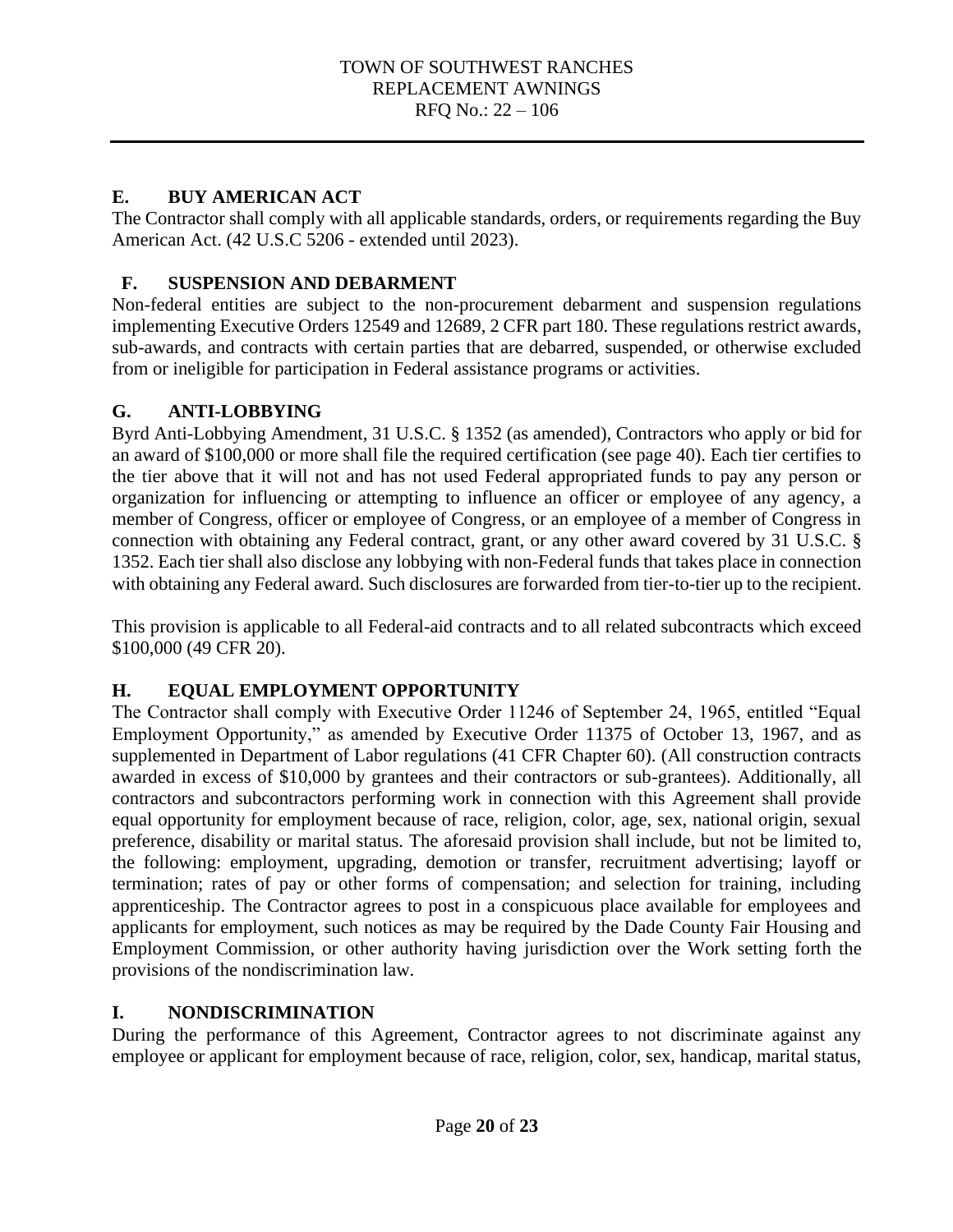## E. BUY AMERICAN ACT

The Contractor shall comply with all applicable standards, orders, or requirements regarding the Buy American Act. (42 U.S.C 5206 - extended until 2023).

## F. SUSPENSION AND DEBARMENT

Non-federal entities are subject to the non-procurement debarment and suspension regulations implementing Executive Orders 12549 and 12689, 2 CFR part 180. These regulations restrict awards, sub-awards, and contracts with certain parties that are debarred, suspended, or otherwise excluded from or ineligible for participation in Federal assistance programs or activities.

## G. ANTI-LOBBYING

Byrd Anti-Lobbying Amendment, 31 U.S.C. § 1352 (as amended), Contractors who apply or bid for an award of $100,000 or more shall file the required certification (see page 40). Each tier certifies to the tier above that it will not and has not used Federal appropriated funds to pay any person or organization for influencing or attempting to influence an officer or employee of any agency, a member of Congress, officer or employee of Congress, or an employee of a member of Congress in connection with obtaining any Federal contract, grant, or any other award covered by 31 U.S.C. § 1352. Each tier shall also disclose any lobbying with non-Federal funds that takes place in connection with obtaining any Federal award. Such disclosures are forwarded from tier-to-tier up to the recipient.

This provision is applicable to all Federal-aid contracts and to all related subcontracts which exceed $100,000 (49 CFR 20).

## H. EQUAL EMPLOYMENT OPPORTUNITY

The Contractor shall comply with Executive Order 11246 of September 24, 1965, entitled "Equal Employment Opportunity," as amended by Executive Order 11375 of October 13, 1967, and as supplemented in Department of Labor regulations (41 CFR Chapter 60). (All construction contracts awarded in excess of $10,000 by grantees and their contractors or sub-grantees). Additionally, all contractors and subcontractors performing work in connection with this Agreement shall provide equal opportunity for employment because of race, religion, color, age, sex, national origin, sexual preference, disability or marital status. The aforesaid provision shall include, but not be limited to, the following: employment, upgrading, demotion or transfer, recruitment advertising; layoff or termination; rates of pay or other forms of compensation; and selection for training, including apprenticeship. The Contractor agrees to post in a conspicuous place available for employees and applicants for employment, such notices as may be required by the Dade County Fair Housing and Employment Commission, or other authority having jurisdiction over the Work setting forth the provisions of the nondiscrimination law.

## I. NONDISCRIMINATION

During the performance of this Agreement, Contractor agrees to not discriminate against any employee or applicant for employment because of race, religion, color, sex, handicap, marital status,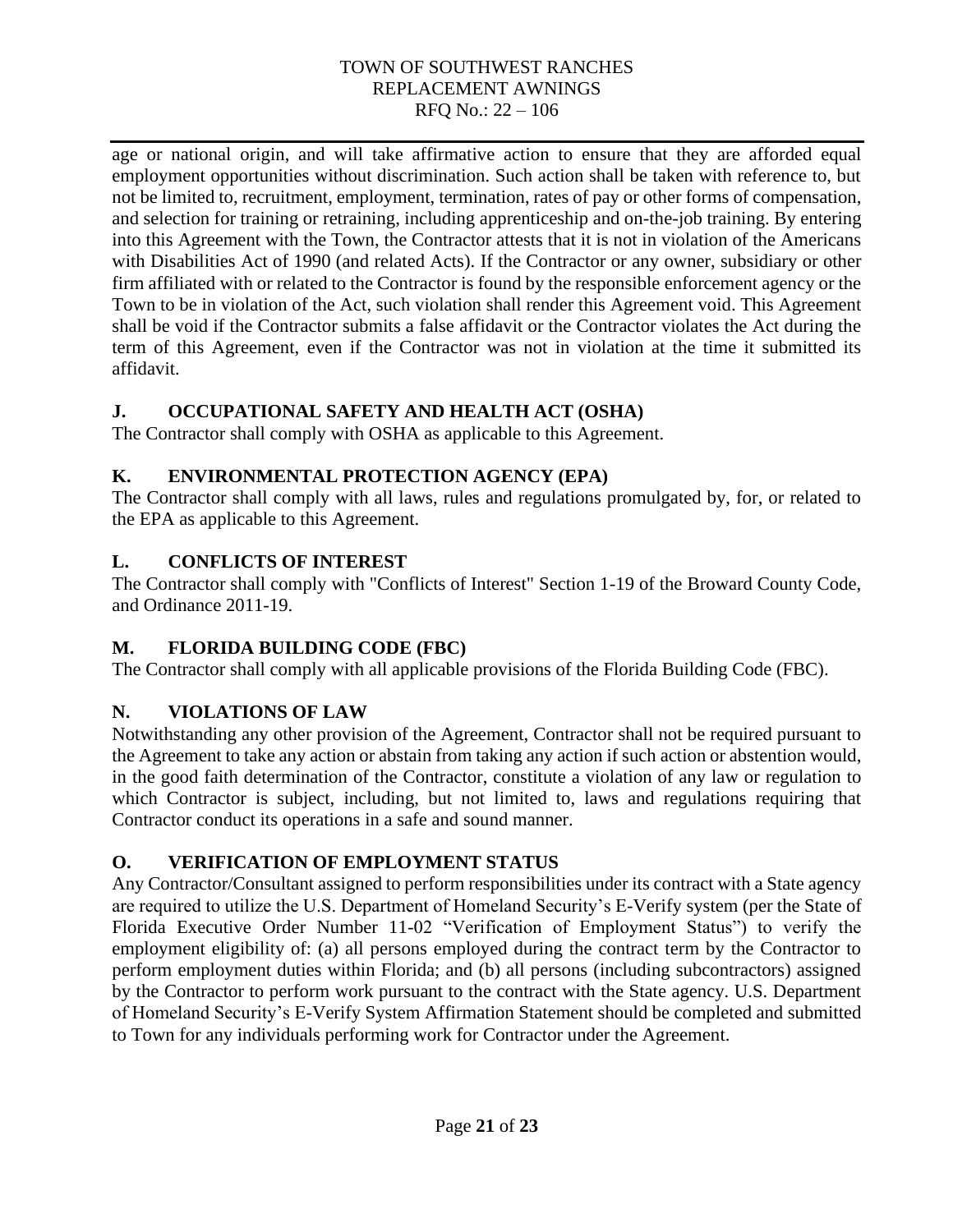age or national origin, and will take affirmative action to ensure that they are afforded equal employment opportunities without discrimination. Such action shall be taken with reference to, but not be limited to, recruitment, employment, termination, rates of pay or other forms of compensation, and selection for training or retraining, including apprenticeship and on-the-job training. By entering into this Agreement with the Town, the Contractor attests that it is not in violation of the Americans with Disabilities Act of 1990 (and related Acts). If the Contractor or any owner, subsidiary or other firm affiliated with or related to the Contractor is found by the responsible enforcement agency or the Town to be in violation of the Act, such violation shall render this Agreement void. This Agreement shall be void if the Contractor submits a false affidavit or the Contractor violates the Act during the term of this Agreement, even if the Contractor was not in violation at the time it submitted its affidavit.

## J. OCCUPATIONAL SAFETY AND HEALTH ACT (OSHA)

The Contractor shall comply with OSHA as applicable to this Agreement.

## K. ENVIRONMENTAL PROTECTION AGENCY (EPA)

The Contractor shall comply with all laws, rules and regulations promulgated by, for, or related to the EPA as applicable to this Agreement.

## L. CONFLICTS OF INTEREST

The Contractor shall comply with "Conflicts of Interest" Section 1-19 of the Broward County Code, and Ordinance 2011-19.

## M. FLORIDA BUILDING CODE (FBC)

The Contractor shall comply with all applicable provisions of the Florida Building Code (FBC).

## N. VIOLATIONS OF LAW

Notwithstanding any other provision of the Agreement, Contractor shall not be required pursuant to the Agreement to take any action or abstain from taking any action if such action or abstention would, in the good faith determination of the Contractor, constitute a violation of any law or regulation to which Contractor is subject, including, but not limited to, laws and regulations requiring that Contractor conduct its operations in a safe and sound manner.

## O. VERIFICATION OF EMPLOYMENT STATUS

Any Contractor/Consultant assigned to perform responsibilities under its contract with a State agency are required to utilize the U.S. Department of Homeland Security's E-Verify system (per the State of Florida Executive Order Number 11-02 "Verification of Employment Status") to verify the employment eligibility of: (a) all persons employed during the contract term by the Contractor to perform employment duties within Florida; and (b) all persons (including subcontractors) assigned by the Contractor to perform work pursuant to the contract with the State agency. U.S. Department of Homeland Security's E-Verify System Affirmation Statement should be completed and submitted to Town for any individuals performing work for Contractor under the Agreement.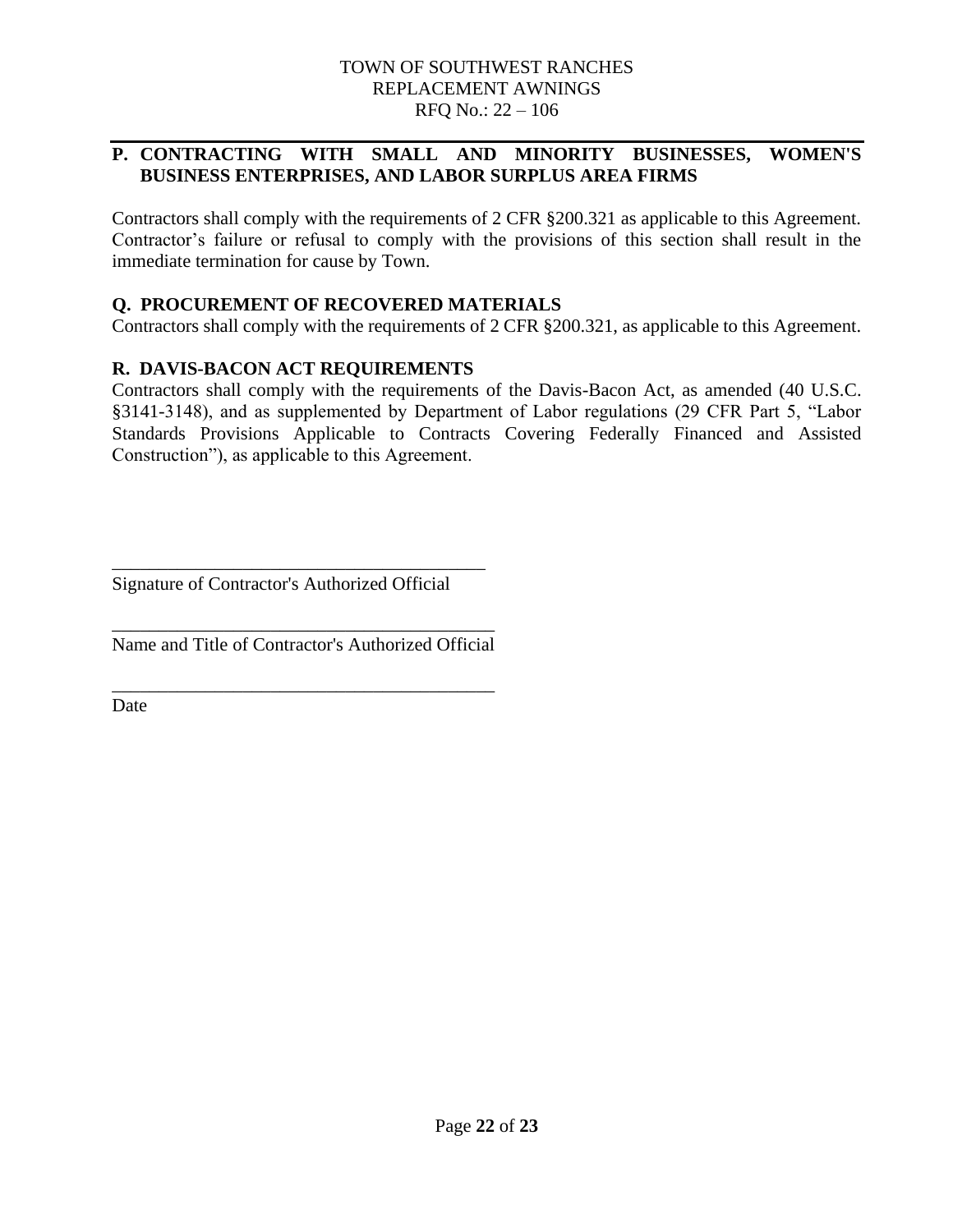**P. CONTRACTING WITH SMALL AND MINORITY BUSINESSES, WOMEN'S BUSINESS ENTERPRISES, AND LABOR SURPLUS AREA FIRMS**

Contractors shall comply with the requirements of 2 CFR §200.321 as applicable to this Agreement. Contractor's failure or refusal to comply with the provisions of this section shall result in the immediate termination for cause by Town.

**Q. PROCUREMENT OF RECOVERED MATERIALS**

Contractors shall comply with the requirements of 2 CFR §200.321, as applicable to this Agreement.

**R. DAVIS-BACON ACT REQUIREMENTS**

Contractors shall comply with the requirements of the Davis-Bacon Act, as amended (40 U.S.C. §3141-3148), and as supplemented by Department of Labor regulations (29 CFR Part 5, "Labor Standards Provisions Applicable to Contracts Covering Federally Financed and Assisted Construction"), as applicable to this Agreement.

\_\_\_\_\_\_\_\_\_\_\_\_\_\_\_\_\_\_\_\_\_\_\_\_\_\_\_\_\_\_\_\_\_\_\_\_\_\_\_\_
Signature of Contractor's Authorized Official

\_\_\_\_\_\_\_\_\_\_\_\_\_\_\_\_\_\_\_\_\_\_\_\_\_\_\_\_\_\_\_\_\_\_\_\_\_\_\_\_
Name and Title of Contractor's Authorized Official

\_\_\_\_\_\_\_\_\_\_\_\_\_\_\_\_\_\_\_\_\_\_\_\_\_\_\_\_\_\_\_\_\_\_\_\_\_\_\_\_
Date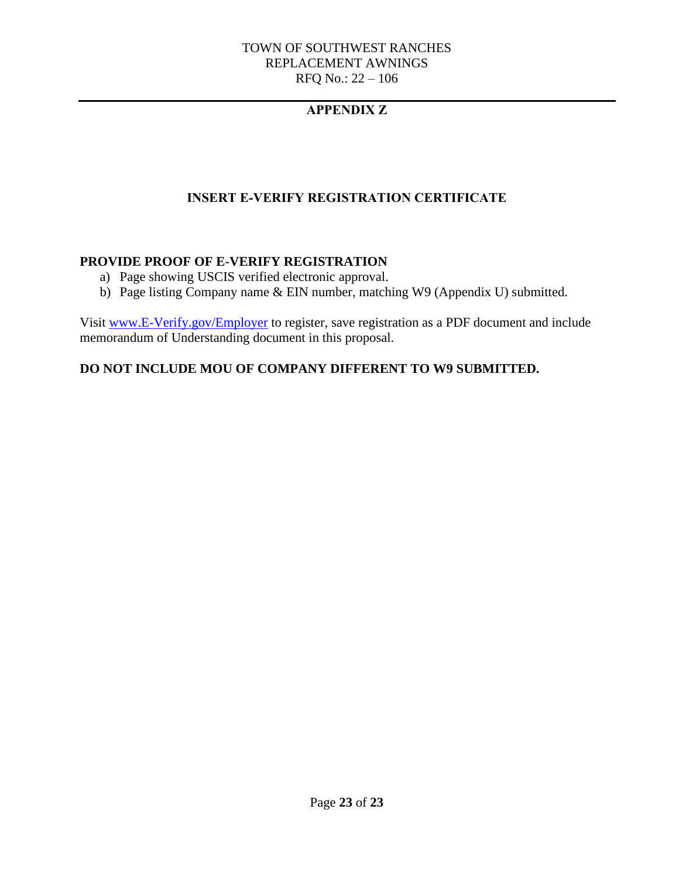## APPENDIX Z

### INSERT E-VERIFY REGISTRATION CERTIFICATE

**PROVIDE PROOF OF E-VERIFY REGISTRATION**

a) Page showing USCIS verified electronic approval.
b) Page listing Company name & EIN number, matching W9 (Appendix U) submitted.

Visit [www.E-Verify.gov/Employer](www.E-Verify.gov/Employer) to register, save registration as a PDF document and include memorandum of Understanding document in this proposal.

**DO NOT INCLUDE MOU OF COMPANY DIFFERENT TO W9 SUBMITTED.**